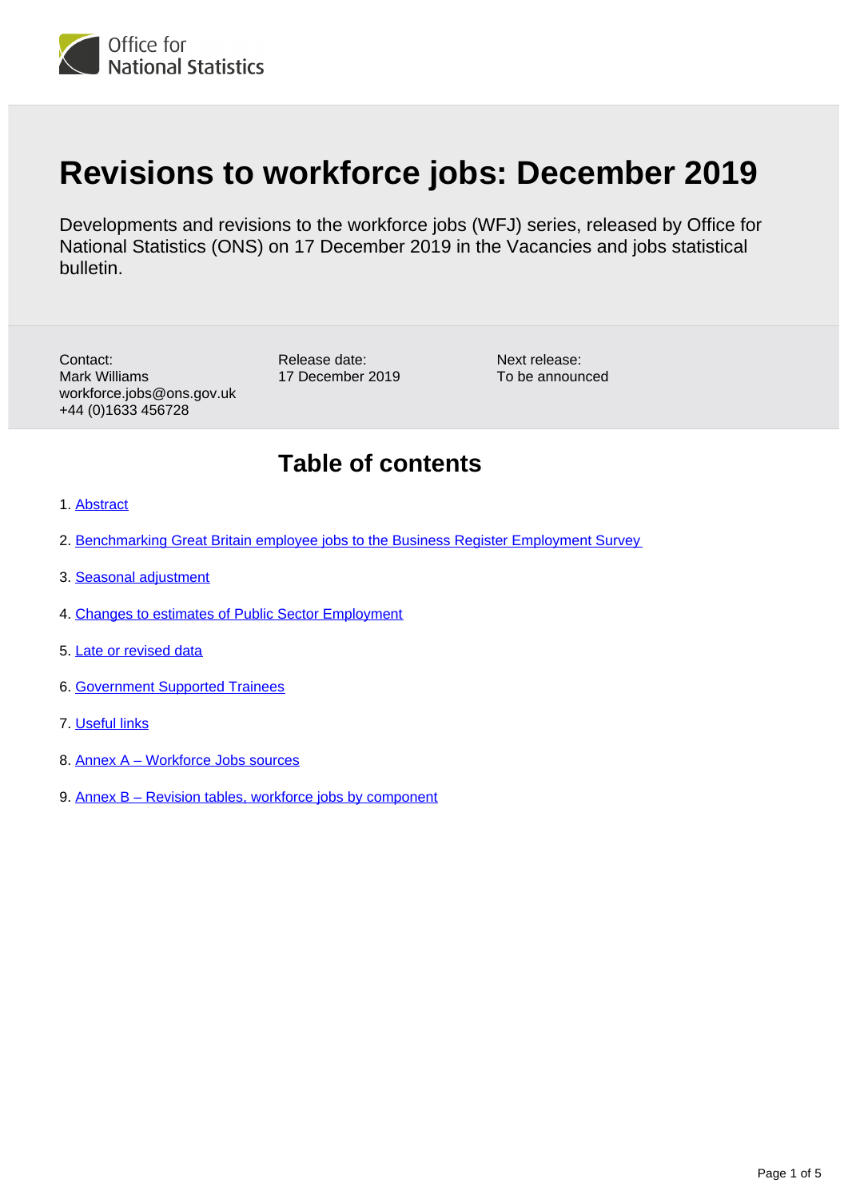# Revisions to workforce jobs: December 2019

Developments and revisions to the workforce jobs (WFJ) series, released by Office for National Statistics (ONS) on 17 December 2019 in the Vacancies and jobs statistical bulletin.

Contact:
Mark Williams
workforce.jobs@ons.gov.uk
+44 (0)1633 456728

Release date:
17 December 2019

Next release:
To be announced

## Table of contents

1. Abstract
2. Benchmarking Great Britain employee jobs to the Business Register Employment Survey
3. Seasonal adjustment
4. Changes to estimates of Public Sector Employment
5. Late or revised data
6. Government Supported Trainees
7. Useful links
8. Annex A – Workforce Jobs sources
9. Annex B – Revision tables, workforce jobs by component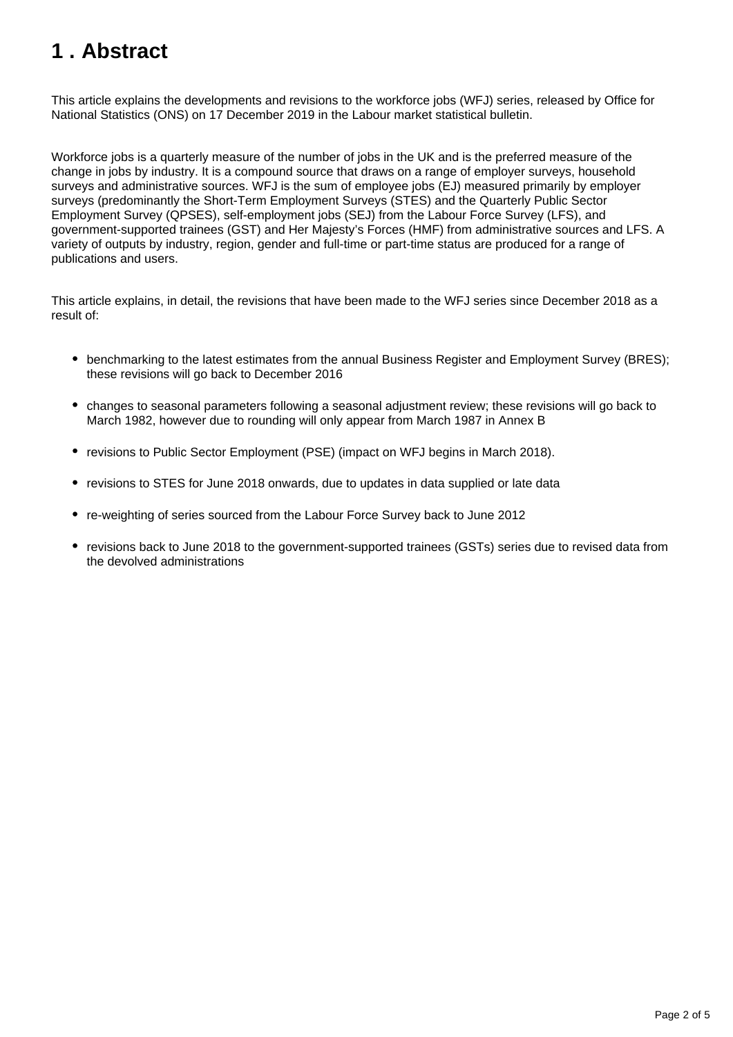# 1 . Abstract

This article explains the developments and revisions to the workforce jobs (WFJ) series, released by Office for National Statistics (ONS) on 17 December 2019 in the Labour market statistical bulletin.

Workforce jobs is a quarterly measure of the number of jobs in the UK and is the preferred measure of the change in jobs by industry. It is a compound source that draws on a range of employer surveys, household surveys and administrative sources. WFJ is the sum of employee jobs (EJ) measured primarily by employer surveys (predominantly the Short-Term Employment Surveys (STES) and the Quarterly Public Sector Employment Survey (QPSES), self-employment jobs (SEJ) from the Labour Force Survey (LFS), and government-supported trainees (GST) and Her Majesty's Forces (HMF) from administrative sources and LFS. A variety of outputs by industry, region, gender and full-time or part-time status are produced for a range of publications and users.

This article explains, in detail, the revisions that have been made to the WFJ series since December 2018 as a result of:

- benchmarking to the latest estimates from the annual Business Register and Employment Survey (BRES); these revisions will go back to December 2016
- changes to seasonal parameters following a seasonal adjustment review; these revisions will go back to March 1982, however due to rounding will only appear from March 1987 in Annex B
- revisions to Public Sector Employment (PSE) (impact on WFJ begins in March 2018).
- revisions to STES for June 2018 onwards, due to updates in data supplied or late data
- re-weighting of series sourced from the Labour Force Survey back to June 2012
- revisions back to June 2018 to the government-supported trainees (GSTs) series due to revised data from the devolved administrations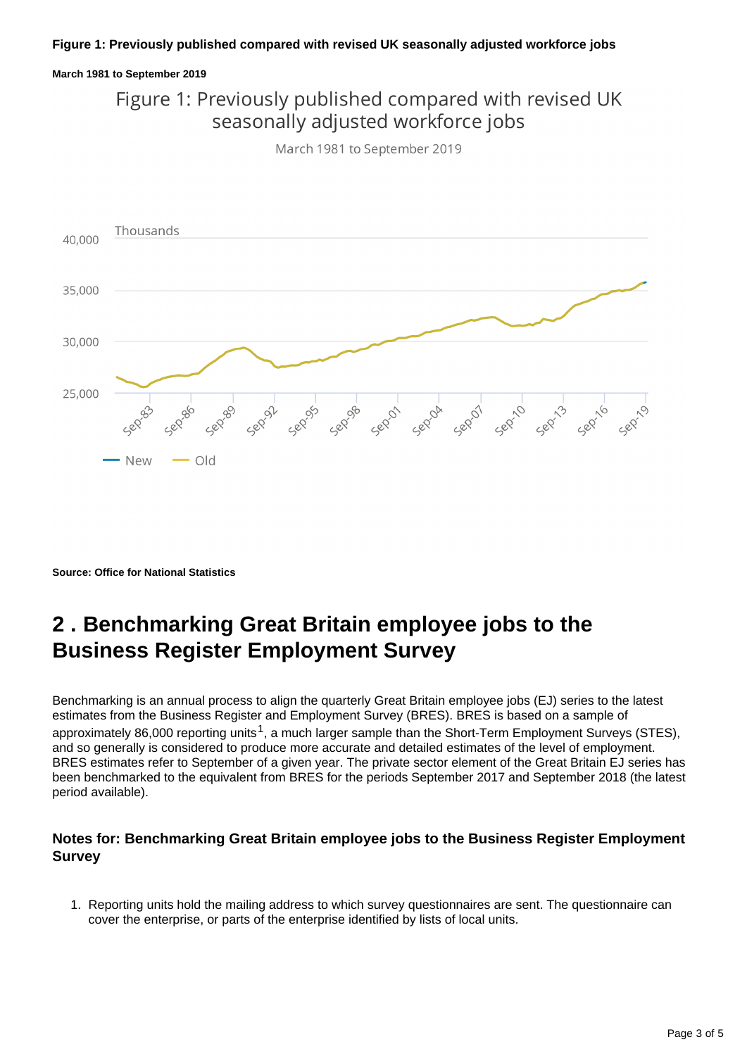**Figure 1: Previously published compared with revised UK seasonally adjusted workforce jobs**

**March 1981 to September 2019**

Figure 1: Previously published compared with revised UK seasonally adjusted workforce jobs

March 1981 to September 2019

Thousands

40,000

35,000

30,000

25,000

Sep-83 Sep-86 Sep-89 Sep-92 Sep-95 Sep-98 Sep-01 Sep-04 Sep-07 Sep-10 Sep-13 Sep-16 Sep-19

New Old

**Source: Office for National Statistics**

# 2 . Benchmarking Great Britain employee jobs to the Business Register Employment Survey

Benchmarking is an annual process to align the quarterly Great Britain employee jobs (EJ) series to the latest estimates from the Business Register and Employment Survey (BRES). BRES is based on a sample of approximately 86,000 reporting units[1], a much larger sample than the Short-Term Employment Surveys (STES), and so generally is considered to produce more accurate and detailed estimates of the level of employment. BRES estimates refer to September of a given year. The private sector element of the Great Britain EJ series has been benchmarked to the equivalent from BRES for the periods September 2017 and September 2018 (the latest period available).

### Notes for: Benchmarking Great Britain employee jobs to the Business Register Employment Survey

1. Reporting units hold the mailing address to which survey questionnaires are sent. The questionnaire can cover the enterprise, or parts of the enterprise identified by lists of local units.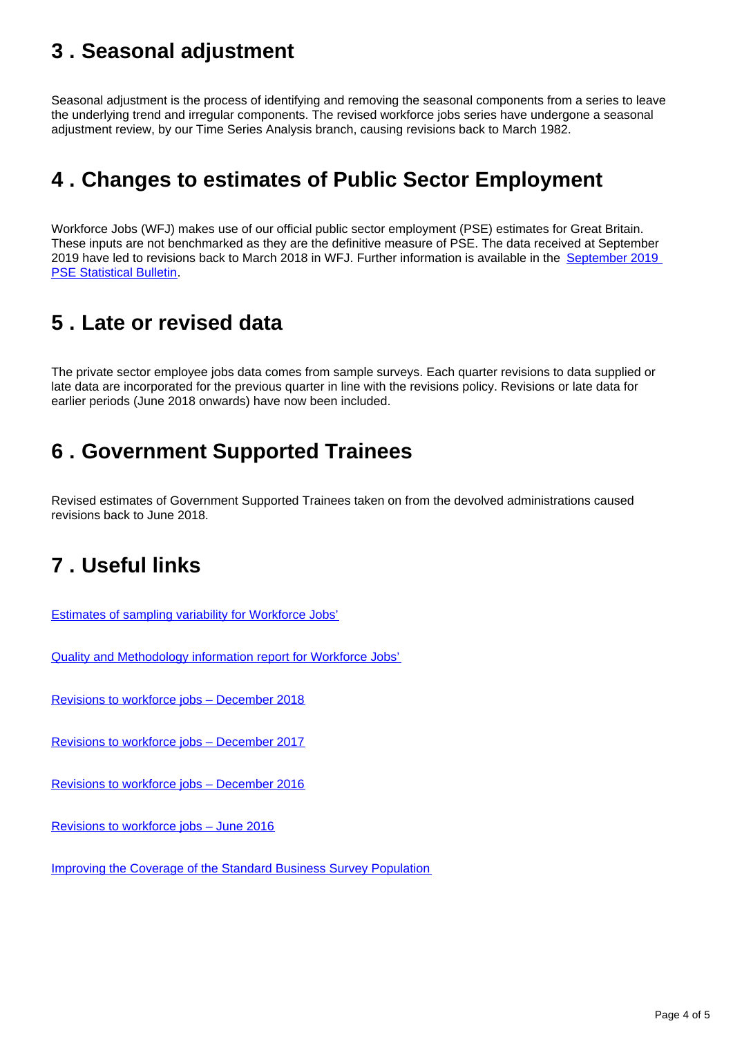## 3 . Seasonal adjustment

Seasonal adjustment is the process of identifying and removing the seasonal components from a series to leave the underlying trend and irregular components. The revised workforce jobs series have undergone a seasonal adjustment review, by our Time Series Analysis branch, causing revisions back to March 1982.

## 4 . Changes to estimates of Public Sector Employment

Workforce Jobs (WFJ) makes use of our official public sector employment (PSE) estimates for Great Britain. These inputs are not benchmarked as they are the definitive measure of PSE. The data received at September 2019 have led to revisions back to March 2018 in WFJ. Further information is available in the [September 2019 PSE Statistical Bulletin](#).

## 5 . Late or revised data

The private sector employee jobs data comes from sample surveys. Each quarter revisions to data supplied or late data are incorporated for the previous quarter in line with the revisions policy. Revisions or late data for earlier periods (June 2018 onwards) have now been included.

## 6 . Government Supported Trainees

Revised estimates of Government Supported Trainees taken on from the devolved administrations caused revisions back to June 2018.

## 7 . Useful links

[Estimates of sampling variability for Workforce Jobs'](#)

[Quality and Methodology information report for Workforce Jobs'](#)

[Revisions to workforce jobs – December 2018](#)

[Revisions to workforce jobs – December 2017](#)

[Revisions to workforce jobs – December 2016](#)

[Revisions to workforce jobs – June 2016](#)

[Improving the Coverage of the Standard Business Survey Population](#)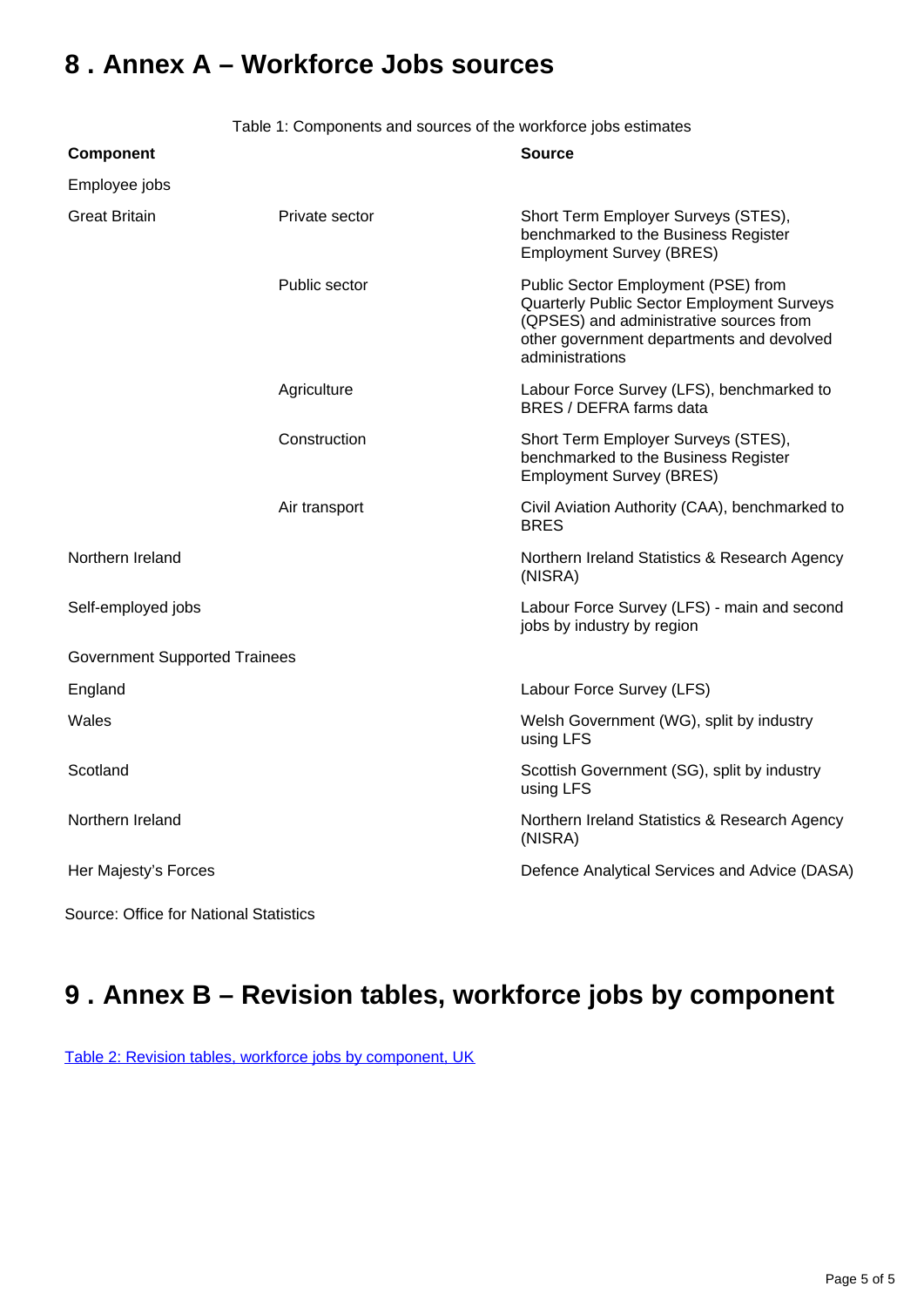## 8 . Annex A – Workforce Jobs sources

Table 1: Components and sources of the workforce jobs estimates

| Component | | Source |
|---|---|---|
| Employee jobs | | |
| Great Britain | Private sector | Short Term Employer Surveys (STES), benchmarked to the Business Register Employment Survey (BRES) |
| | Public sector | Public Sector Employment (PSE) from Quarterly Public Sector Employment Surveys (QPSES) and administrative sources from other government departments and devolved administrations |
| | Agriculture | Labour Force Survey (LFS), benchmarked to BRES / DEFRA farms data |
| | Construction | Short Term Employer Surveys (STES), benchmarked to the Business Register Employment Survey (BRES) |
| | Air transport | Civil Aviation Authority (CAA), benchmarked to BRES |
| Northern Ireland | | Northern Ireland Statistics & Research Agency (NISRA) |
| Self-employed jobs | | Labour Force Survey (LFS) - main and second jobs by industry by region |
| Government Supported Trainees | | |
| England | | Labour Force Survey (LFS) |
| Wales | | Welsh Government (WG), split by industry using LFS |
| Scotland | | Scottish Government (SG), split by industry using LFS |
| Northern Ireland | | Northern Ireland Statistics & Research Agency (NISRA) |
| Her Majesty's Forces | | Defence Analytical Services and Advice (DASA) |

Source: Office for National Statistics

## 9 . Annex B – Revision tables, workforce jobs by component

[Table 2: Revision tables, workforce jobs by component, UK]